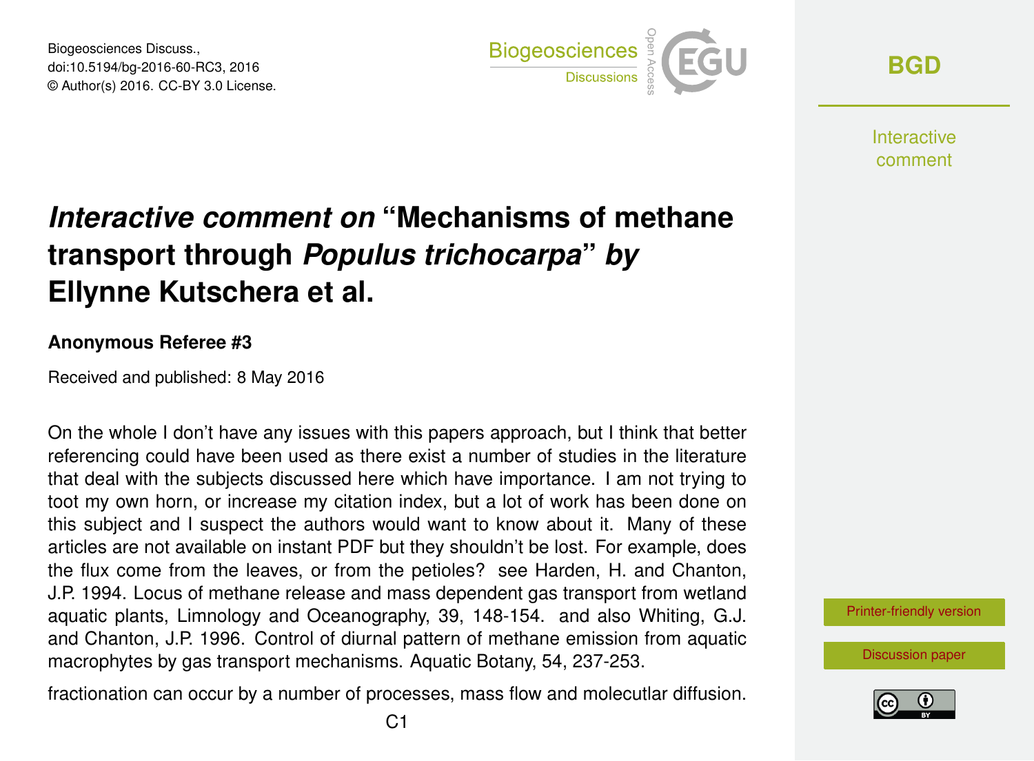# *Interactive comment on* “Mechanisms of methane transport through *Populus trichocarpa*” *by* Ellynne Kutschera et al.

**Anonymous Referee #3**

Received and published: 8 May 2016

On the whole I don’t have any issues with this papers approach, but I think that better referencing could have been used as there exist a number of studies in the literature that deal with the subjects discussed here which have importance. I am not trying to toot my own horn, or increase my citation index, but a lot of work has been done on this subject and I suspect the authors would want to know about it. Many of these articles are not available on instant PDF but they shouldn’t be lost. For example, does the flux come from the leaves, or from the petioles? see Harden, H. and Chanton, J.P. 1994. Locus of methane release and mass dependent gas transport from wetland aquatic plants, Limnology and Oceanography, 39, 148-154. and also Whiting, G.J. and Chanton, J.P. 1996. Control of diurnal pattern of methane emission from aquatic macrophytes by gas transport mechanisms. Aquatic Botany, 54, 237-253.

fractionation can occur by a number of processes, mass flow and molecutlar diffusion.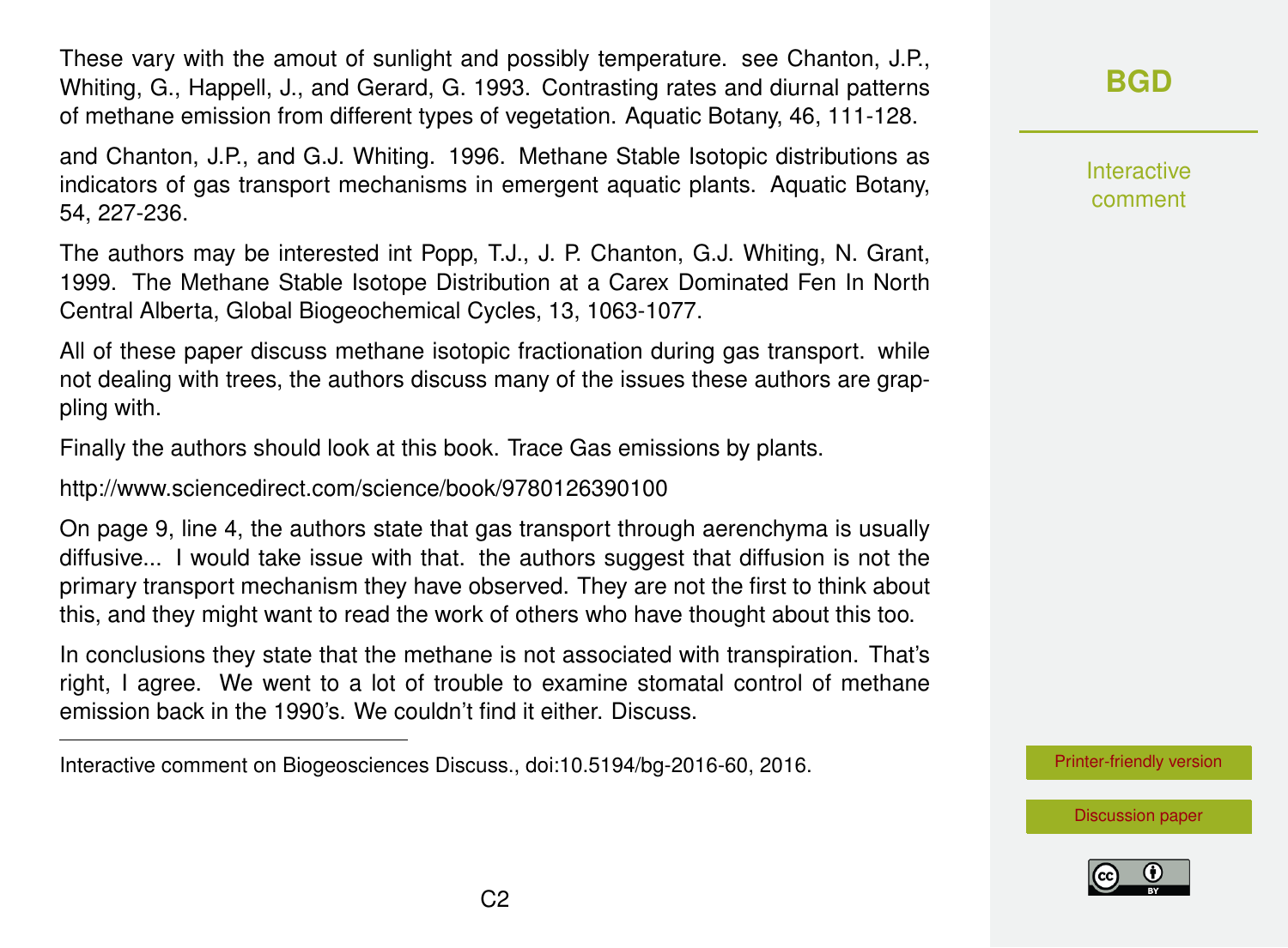These vary with the amout of sunlight and possibly temperature. see Chanton, J.P., Whiting, G., Happell, J., and Gerard, G. 1993. Contrasting rates and diurnal patterns of methane emission from different types of vegetation. Aquatic Botany, 46, 111-128.

and Chanton, J.P., and G.J. Whiting. 1996. Methane Stable Isotopic distributions as indicators of gas transport mechanisms in emergent aquatic plants. Aquatic Botany, 54, 227-236.

The authors may be interested int Popp, T.J., J. P. Chanton, G.J. Whiting, N. Grant, 1999. The Methane Stable Isotope Distribution at a Carex Dominated Fen In North Central Alberta, Global Biogeochemical Cycles, 13, 1063-1077.

All of these paper discuss methane isotopic fractionation during gas transport. while not dealing with trees, the authors discuss many of the issues these authors are grappling with.

Finally the authors should look at this book. Trace Gas emissions by plants.

http://www.sciencedirect.com/science/book/9780126390100

On page 9, line 4, the authors state that gas transport through aerenchyma is usually diffusive... I would take issue with that. the authors suggest that diffusion is not the primary transport mechanism they have observed. They are not the first to think about this, and they might want to read the work of others who have thought about this too.

In conclusions they state that the methane is not associated with transpiration. That's right, I agree. We went to a lot of trouble to examine stomatal control of methane emission back in the 1990's. We couldn't find it either. Discuss.

---

Interactive comment on Biogeosciences Discuss., doi:10.5194/bg-2016-60, 2016.